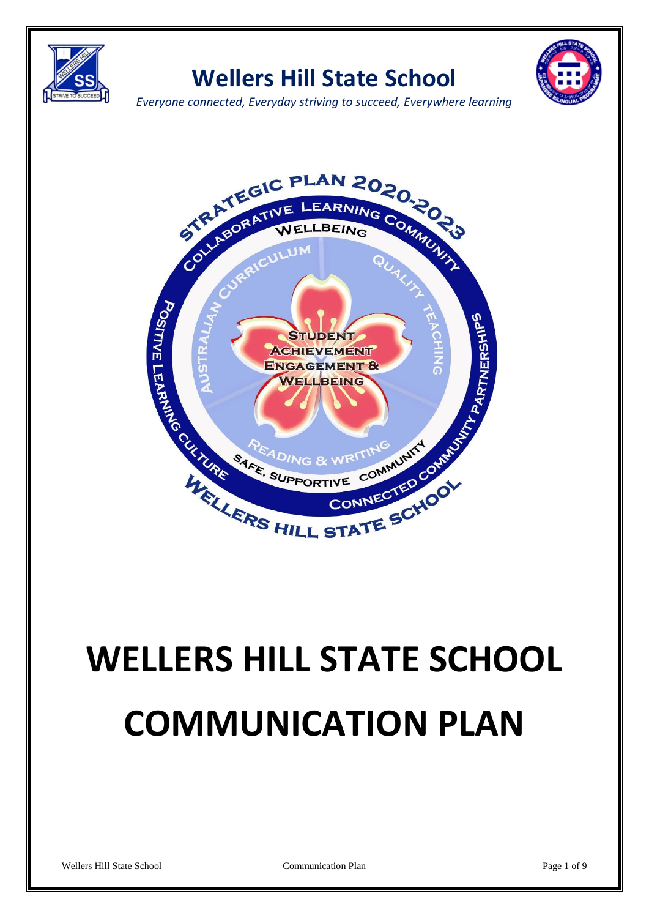# Wellers Hill State School

*Everyone connected, Everyday striving to succeed, Everywhere learning*

# WELLERS HILL STATE SCHOOL COMMUNICATION PLAN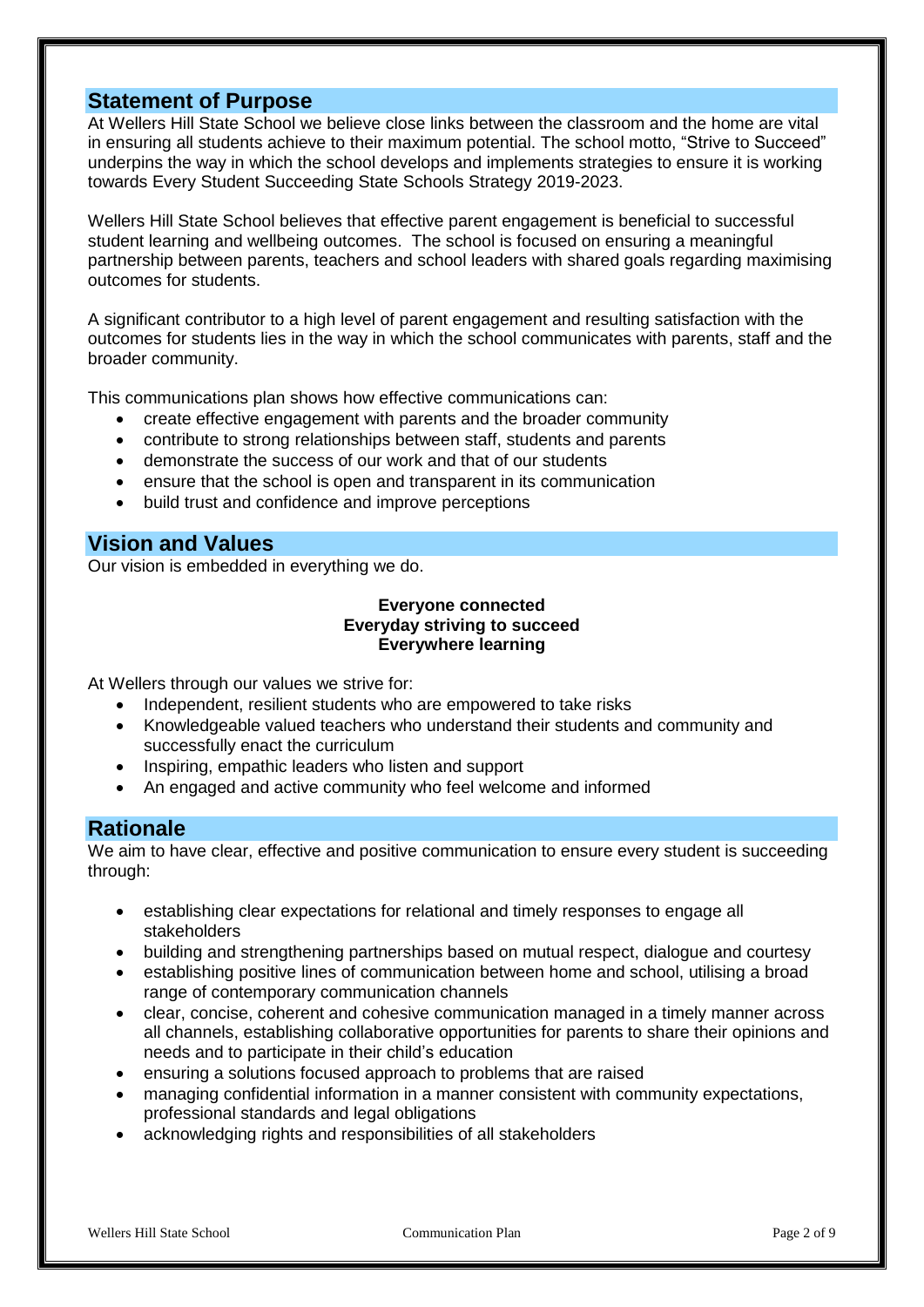## Statement of Purpose

At Wellers Hill State School we believe close links between the classroom and the home are vital in ensuring all students achieve to their maximum potential. The school motto, "Strive to Succeed" underpins the way in which the school develops and implements strategies to ensure it is working towards Every Student Succeeding State Schools Strategy 2019-2023.

Wellers Hill State School believes that effective parent engagement is beneficial to successful student learning and wellbeing outcomes. The school is focused on ensuring a meaningful partnership between parents, teachers and school leaders with shared goals regarding maximising outcomes for students.

A significant contributor to a high level of parent engagement and resulting satisfaction with the outcomes for students lies in the way in which the school communicates with parents, staff and the broader community.

This communications plan shows how effective communications can:

- create effective engagement with parents and the broader community
- contribute to strong relationships between staff, students and parents
- demonstrate the success of our work and that of our students
- ensure that the school is open and transparent in its communication
- build trust and confidence and improve perceptions

## Vision and Values

Our vision is embedded in everything we do.

**Everyone connected**
**Everyday striving to succeed**
**Everywhere learning**

At Wellers through our values we strive for:

- Independent, resilient students who are empowered to take risks
- Knowledgeable valued teachers who understand their students and community and successfully enact the curriculum
- Inspiring, empathic leaders who listen and support
- An engaged and active community who feel welcome and informed

## Rationale

We aim to have clear, effective and positive communication to ensure every student is succeeding through:

- establishing clear expectations for relational and timely responses to engage all stakeholders
- building and strengthening partnerships based on mutual respect, dialogue and courtesy
- establishing positive lines of communication between home and school, utilising a broad range of contemporary communication channels
- clear, concise, coherent and cohesive communication managed in a timely manner across all channels, establishing collaborative opportunities for parents to share their opinions and needs and to participate in their child's education
- ensuring a solutions focused approach to problems that are raised
- managing confidential information in a manner consistent with community expectations, professional standards and legal obligations
- acknowledging rights and responsibilities of all stakeholders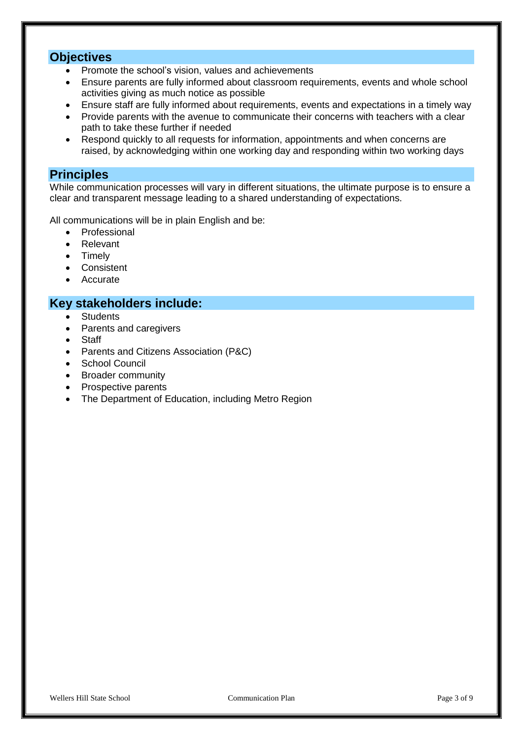## Objectives

- Promote the school's vision, values and achievements
- Ensure parents are fully informed about classroom requirements, events and whole school activities giving as much notice as possible
- Ensure staff are fully informed about requirements, events and expectations in a timely way
- Provide parents with the avenue to communicate their concerns with teachers with a clear path to take these further if needed
- Respond quickly to all requests for information, appointments and when concerns are raised, by acknowledging within one working day and responding within two working days

## Principles

While communication processes will vary in different situations, the ultimate purpose is to ensure a clear and transparent message leading to a shared understanding of expectations.

All communications will be in plain English and be:

- Professional
- Relevant
- Timely
- Consistent
- Accurate

## Key stakeholders include:

- Students
- Parents and caregivers
- Staff
- Parents and Citizens Association (P&C)
- School Council
- Broader community
- Prospective parents
- The Department of Education, including Metro Region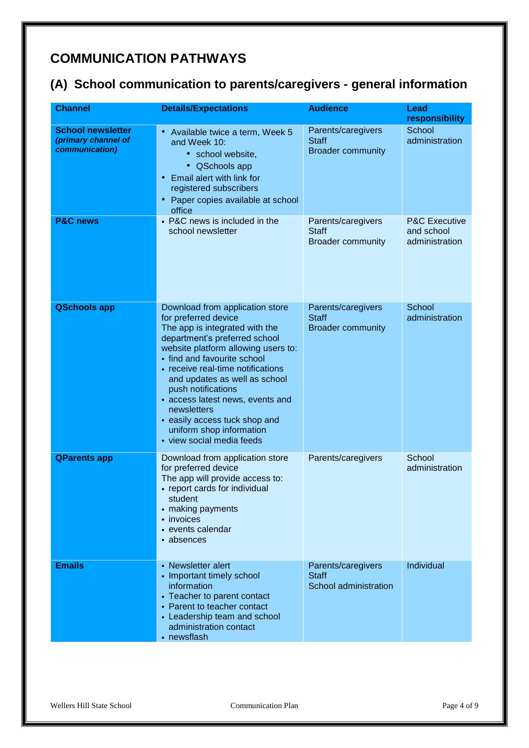# COMMUNICATION PATHWAYS

## (A) School communication to parents/caregivers - general information

| Channel | Details/Expectations | Audience | Lead responsibility |
|---|---|---|---|
| **School newsletter** ***(primary channel of communication)*** | • Available twice a term, Week 5 and Week 10:<br>  • school website,<br>  • QSchools app<br>• Email alert with link for registered subscribers<br>• Paper copies available at school office | Parents/caregivers<br>Staff<br>Broader community | School administration |
| **P&C news** | • P&C news is included in the school newsletter | Parents/caregivers<br>Staff<br>Broader community | P&C Executive and school administration |
| **QSchools app** | Download from application store for preferred device<br>The app is integrated with the department's preferred school website platform allowing users to:<br>• find and favourite school<br>• receive real-time notifications and updates as well as school push notifications<br>• access latest news, events and newsletters<br>• easily access tuck shop and uniform shop information<br>• view social media feeds | Parents/caregivers<br>Staff<br>Broader community | School administration |
| **QParents app** | Download from application store for preferred device<br>The app will provide access to:<br>• report cards for individual student<br>• making payments<br>• invoices<br>• events calendar<br>• absences | Parents/caregivers | School administration |
| **Emails** | • Newsletter alert<br>• Important timely school information<br>• Teacher to parent contact<br>• Parent to teacher contact<br>• Leadership team and school administration contact<br>• newsflash | Parents/caregivers<br>Staff<br>School administration | Individual |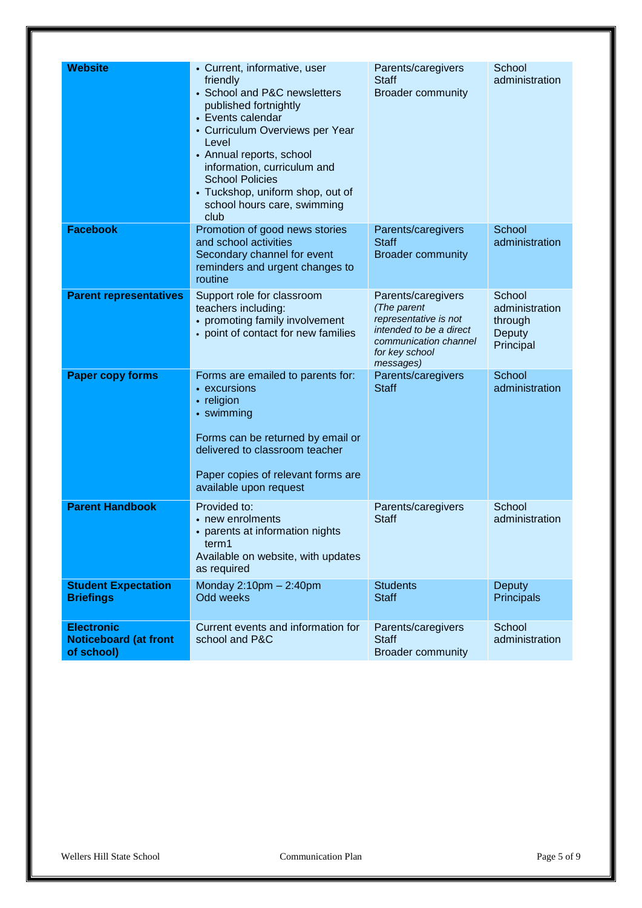| **Website** | • Current, informative, user friendly<br>• School and P&C newsletters published fortnightly<br>• Events calendar<br>• Curriculum Overviews per Year Level<br>• Annual reports, school information, curriculum and School Policies<br>• Tuckshop, uniform shop, out of school hours care, swimming club | Parents/caregivers<br>Staff<br>Broader community | School administration |
|---|---|---|---|
| **Facebook** | Promotion of good news stories and school activities<br>Secondary channel for event reminders and urgent changes to routine | Parents/caregivers<br>Staff<br>Broader community | School administration |
| **Parent representatives** | Support role for classroom teachers including:<br>• promoting family involvement<br>• point of contact for new families | Parents/caregivers<br>*(The parent representative is not intended to be a direct communication channel for key school messages)* | School administration through Deputy Principal |
| **Paper copy forms** | Forms are emailed to parents for:<br>• excursions<br>• religion<br>• swimming<br><br>Forms can be returned by email or delivered to classroom teacher<br><br>Paper copies of relevant forms are available upon request | Parents/caregivers<br>Staff | School administration |
| **Parent Handbook** | Provided to:<br>• new enrolments<br>• parents at information nights term1<br>Available on website, with updates as required | Parents/caregivers<br>Staff | School administration |
| **Student Expectation Briefings** | Monday 2:10pm – 2:40pm<br>Odd weeks | Students<br>Staff | Deputy Principals |
| **Electronic Noticeboard (at front of school)** | Current events and information for school and P&C | Parents/caregivers<br>Staff<br>Broader community | School administration |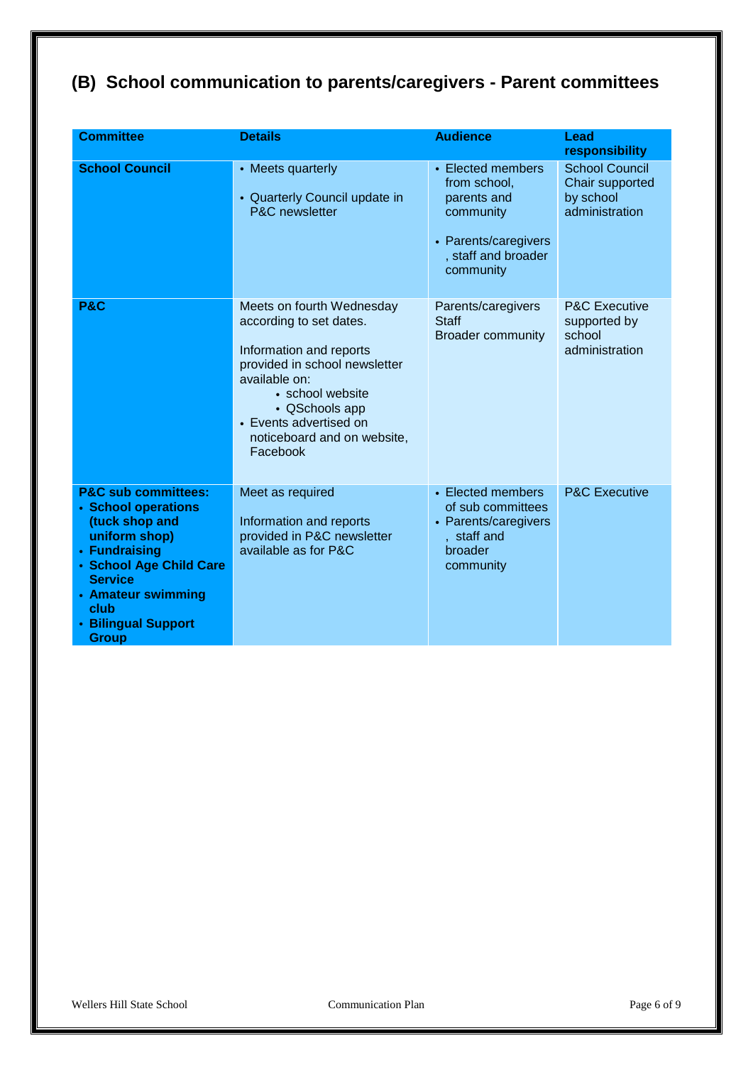## (B) School communication to parents/caregivers - Parent committees

| Committee | Details | Audience | Lead responsibility |
|---|---|---|---|
| **School Council** | • Meets quarterly<br>• Quarterly Council update in P&C newsletter | • Elected members from school, parents and community<br>• Parents/caregivers, staff and broader community | School Council Chair supported by school administration |
| **P&C** | Meets on fourth Wednesday according to set dates.<br><br>Information and reports provided in school newsletter available on:<br>• school website<br>• QSchools app<br>• Events advertised on noticeboard and on website, Facebook | Parents/caregivers<br>Staff<br>Broader community | P&C Executive supported by school administration |
| **P&C sub committees:**<br>• **School operations (tuck shop and uniform shop)**<br>• **Fundraising**<br>• **School Age Child Care Service**<br>• **Amateur swimming club**<br>• **Bilingual Support Group** | Meet as required<br><br>Information and reports provided in P&C newsletter available as for P&C | • Elected members of sub committees<br>• Parents/caregivers, staff and broader community | P&C Executive |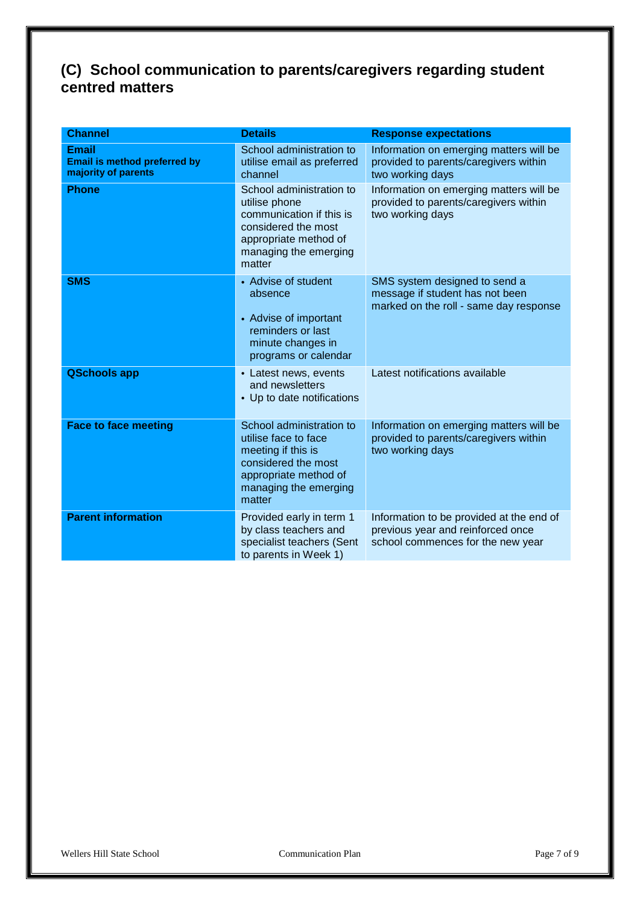## (C) School communication to parents/caregivers regarding student centred matters

| Channel | Details | Response expectations |
|---|---|---|
| **Email**<br>**Email is method preferred by majority of parents** | School administration to utilise email as preferred channel | Information on emerging matters will be provided to parents/caregivers within two working days |
| **Phone** | School administration to utilise phone communication if this is considered the most appropriate method of managing the emerging matter | Information on emerging matters will be provided to parents/caregivers within two working days |
| **SMS** | • Advise of student absence<br>• Advise of important reminders or last minute changes in programs or calendar | SMS system designed to send a message if student has not been marked on the roll - same day response |
| **QSchools app** | • Latest news, events and newsletters<br>• Up to date notifications | Latest notifications available |
| **Face to face meeting** | School administration to utilise face to face meeting if this is considered the most appropriate method of managing the emerging matter | Information on emerging matters will be provided to parents/caregivers within two working days |
| **Parent information** | Provided early in term 1 by class teachers and specialist teachers (Sent to parents in Week 1) | Information to be provided at the end of previous year and reinforced once school commences for the new year |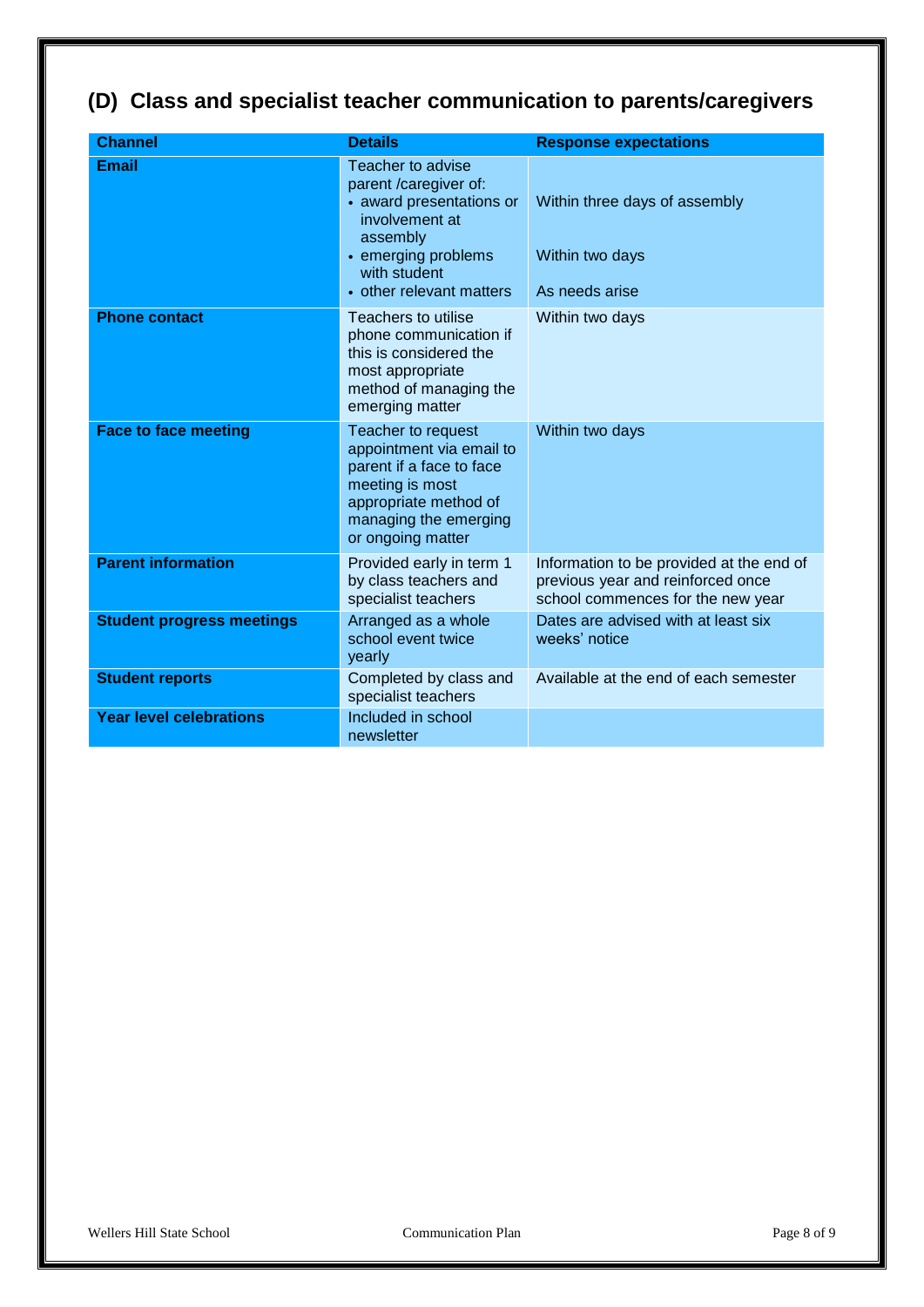## (D) Class and specialist teacher communication to parents/caregivers

| Channel | Details | Response expectations |
|---|---|---|
| **Email** | Teacher to advise parent /caregiver of:<br>• award presentations or involvement at assembly<br>• emerging problems with student<br>• other relevant matters | Within three days of assembly<br><br>Within two days<br><br>As needs arise |
| **Phone contact** | Teachers to utilise phone communication if this is considered the most appropriate method of managing the emerging matter | Within two days |
| **Face to face meeting** | Teacher to request appointment via email to parent if a face to face meeting is most appropriate method of managing the emerging or ongoing matter | Within two days |
| **Parent information** | Provided early in term 1 by class teachers and specialist teachers | Information to be provided at the end of previous year and reinforced once school commences for the new year |
| **Student progress meetings** | Arranged as a whole school event twice yearly | Dates are advised with at least six weeks' notice |
| **Student reports** | Completed by class and specialist teachers | Available at the end of each semester |
| **Year level celebrations** | Included in school newsletter | |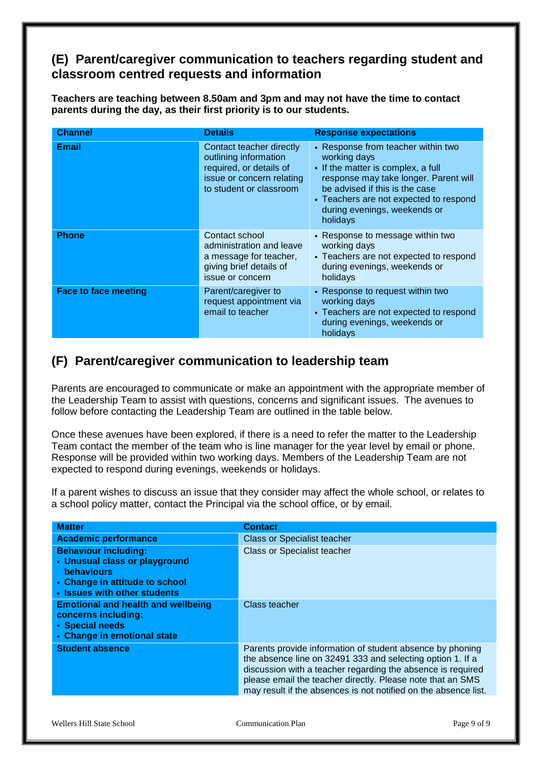## (E) Parent/caregiver communication to teachers regarding student and classroom centred requests and information

**Teachers are teaching between 8.50am and 3pm and may not have the time to contact parents during the day, as their first priority is to our students.**

| Channel | Details | Response expectations |
|---|---|---|
| **Email** | Contact teacher directly outlining information required, or details of issue or concern relating to student or classroom | • Response from teacher within two working days<br>• If the matter is complex, a full response may take longer. Parent will be advised if this is the case<br>• Teachers are not expected to respond during evenings, weekends or holidays |
| **Phone** | Contact school administration and leave a message for teacher, giving brief details of issue or concern | • Response to message within two working days<br>• Teachers are not expected to respond during evenings, weekends or holidays |
| **Face to face meeting** | Parent/caregiver to request appointment via email to teacher | • Response to request within two working days<br>• Teachers are not expected to respond during evenings, weekends or holidays |

## (F) Parent/caregiver communication to leadership team

Parents are encouraged to communicate or make an appointment with the appropriate member of the Leadership Team to assist with questions, concerns and significant issues. The avenues to follow before contacting the Leadership Team are outlined in the table below.

Once these avenues have been explored, if there is a need to refer the matter to the Leadership Team contact the member of the team who is line manager for the year level by email or phone. Response will be provided within two working days. Members of the Leadership Team are not expected to respond during evenings, weekends or holidays.

If a parent wishes to discuss an issue that they consider may affect the whole school, or relates to a school policy matter, contact the Principal via the school office, or by email.

| Matter | Contact |
|---|---|
| **Academic performance** | Class or Specialist teacher |
| **Behaviour including:**<br>• **Unusual class or playground behaviours**<br>• **Change in attitude to school**<br>• **Issues with other students** | Class or Specialist teacher |
| **Emotional and health and wellbeing concerns including:**<br>• **Special needs**<br>• **Change in emotional state** | Class teacher |
| **Student absence** | Parents provide information of student absence by phoning the absence line on 32491 333 and selecting option 1. If a discussion with a teacher regarding the absence is required please email the teacher directly. Please note that an SMS may result if the absences is not notified on the absence list. |